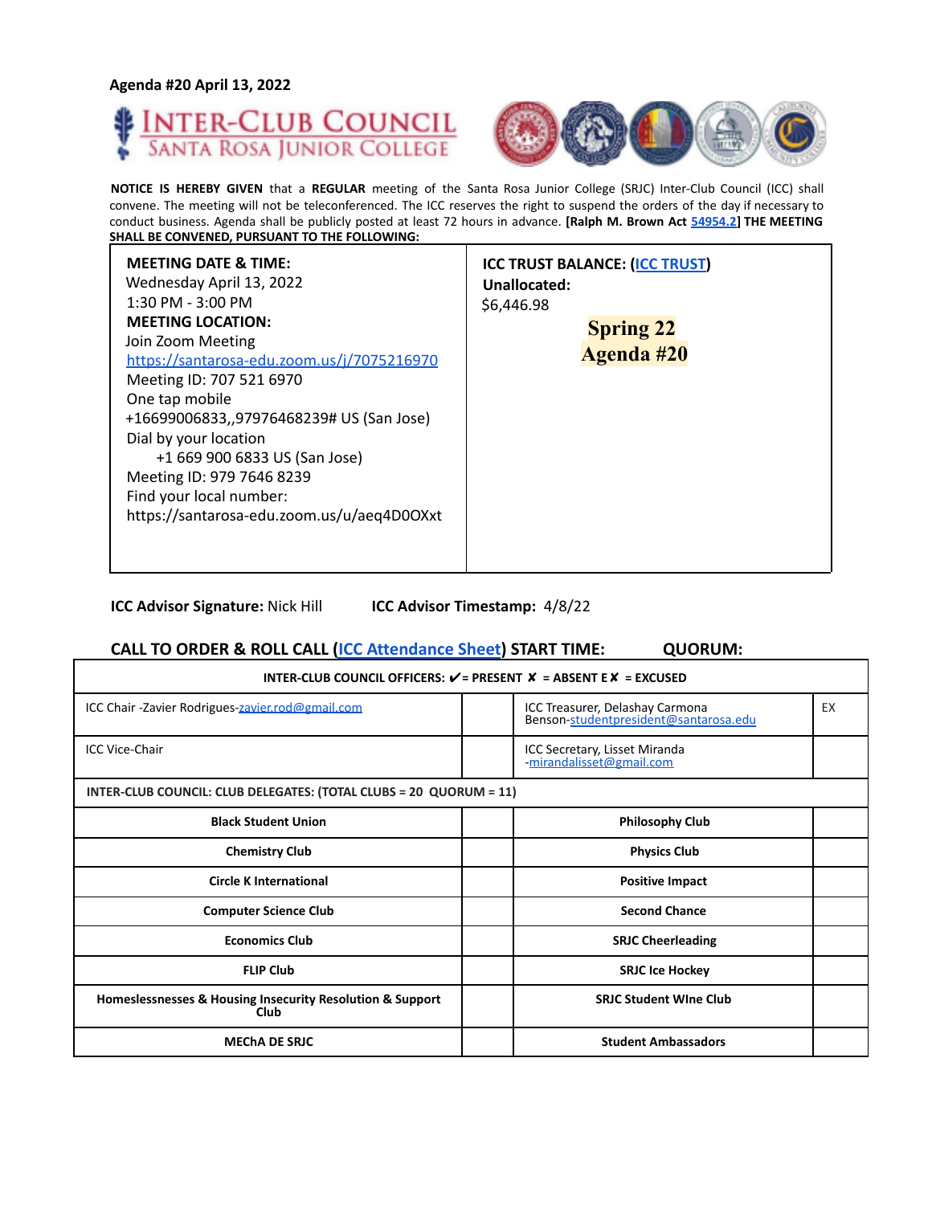**Agenda #20 April 13, 2022**

# INTER-CLUB COUNCIL
## SANTA ROSA JUNIOR COLLEGE

**NOTICE IS HEREBY GIVEN** that a **REGULAR** meeting of the Santa Rosa Junior College (SRJC) Inter-Club Council (ICC) shall convene. The meeting will not be teleconferenced. The ICC reserves the right to suspend the orders of the day if necessary to conduct business. Agenda shall be publicly posted at least 72 hours in advance. **[Ralph M. Brown Act 54954.2] THE MEETING SHALL BE CONVENED, PURSUANT TO THE FOLLOWING:**

| **MEETING DATE & TIME:**<br>Wednesday April 13, 2022<br>1:30 PM - 3:00 PM<br>**MEETING LOCATION:**<br>Join Zoom Meeting<br>https://santarosa-edu.zoom.us/j/7075216970<br>Meeting ID: 707 521 6970<br>One tap mobile<br>+16699006833,,97976468239# US (San Jose)<br>Dial by your location<br>+1 669 900 6833 US (San Jose)<br>Meeting ID: 979 7646 8239<br>Find your local number:<br>https://santarosa-edu.zoom.us/u/aeq4D0OXxt | **ICC TRUST BALANCE: (ICC TRUST)**<br>**Unallocated:**<br>$6,446.98<br><br>**Spring 22**<br>**Agenda #20** |
|---|---|

**ICC Advisor Signature:** Nick Hill **ICC Advisor Timestamp:** 4/8/22

**CALL TO ORDER & ROLL CALL (ICC Attendance Sheet) START TIME: QUORUM:**

| INTER-CLUB COUNCIL OFFICERS: ✔ = PRESENT ✘ = ABSENT E✘ = EXCUSED | | | |
|---|---|---|---|
| ICC Chair -Zavier Rodrigues-zavier.rod@gmail.com | | ICC Treasurer, Delashay Carmona Benson-studentpresident@santarosa.edu | EX |
| ICC Vice-Chair | | ICC Secretary, Lisset Miranda -mirandalisset@gmail.com | |
| **INTER-CLUB COUNCIL: CLUB DELEGATES: (TOTAL CLUBS = 20 QUORUM = 11)** | | | |
| **Black Student Union** | | **Philosophy Club** | |
| **Chemistry Club** | | **Physics Club** | |
| **Circle K International** | | **Positive Impact** | |
| **Computer Science Club** | | **Second Chance** | |
| **Economics Club** | | **SRJC Cheerleading** | |
| **FLIP Club** | | **SRJC Ice Hockey** | |
| **Homeslessnesses & Housing Insecurity Resolution & Support Club** | | **SRJC Student WIne Club** | |
| **MEChA DE SRJC** | | **Student Ambassadors** | |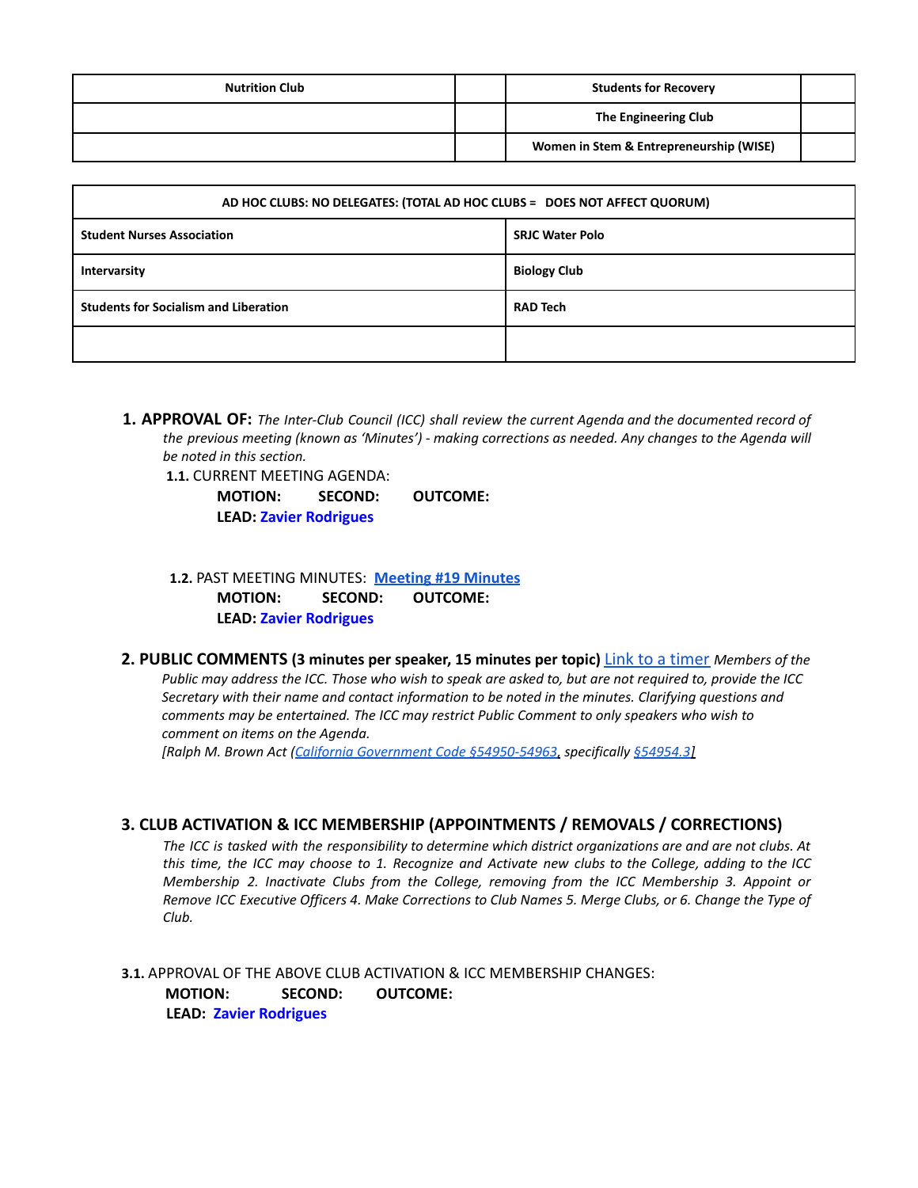| Nutrition Club | | Students for Recovery | |
|---|---|---|---|
| | | The Engineering Club | |
| | | Women in Stem & Entrepreneurship (WISE) | |

| AD HOC CLUBS: NO DELEGATES: (TOTAL AD HOC CLUBS = DOES NOT AFFECT QUORUM) | |
|---|---|
| Student Nurses Association | SRJC Water Polo |
| Intervarsity | Biology Club |
| Students for Socialism and Liberation | RAD Tech |
| | |

1. **APPROVAL OF:** *The Inter-Club Council (ICC) shall review the current Agenda and the documented record of the previous meeting (known as 'Minutes') - making corrections as needed. Any changes to the Agenda will be noted in this section.*

   **1.1.** CURRENT MEETING AGENDA:

   **MOTION:** **SECOND:** **OUTCOME:**

   **LEAD: Zavier Rodrigues**

   **1.2.** PAST MEETING MINUTES: **Meeting #19 Minutes**

   **MOTION:** **SECOND:** **OUTCOME:**

   **LEAD: Zavier Rodrigues**

2. **PUBLIC COMMENTS (3 minutes per speaker, 15 minutes per topic)** Link to a timer *Members of the Public may address the ICC. Those who wish to speak are asked to, but are not required to, provide the ICC Secretary with their name and contact information to be noted in the minutes. Clarifying questions and comments may be entertained. The ICC may restrict Public Comment to only speakers who wish to comment on items on the Agenda.*

   *[Ralph M. Brown Act (California Government Code §54950-54963, specifically §54954.3]*

## 3. CLUB ACTIVATION & ICC MEMBERSHIP (APPOINTMENTS / REMOVALS / CORRECTIONS)

*The ICC is tasked with the responsibility to determine which district organizations are and are not clubs. At this time, the ICC may choose to 1. Recognize and Activate new clubs to the College, adding to the ICC Membership 2. Inactivate Clubs from the College, removing from the ICC Membership 3. Appoint or Remove ICC Executive Officers 4. Make Corrections to Club Names 5. Merge Clubs, or 6. Change the Type of Club.*

**3.1.** APPROVAL OF THE ABOVE CLUB ACTIVATION & ICC MEMBERSHIP CHANGES:

**MOTION:** **SECOND:** **OUTCOME:**

**LEAD: Zavier Rodrigues**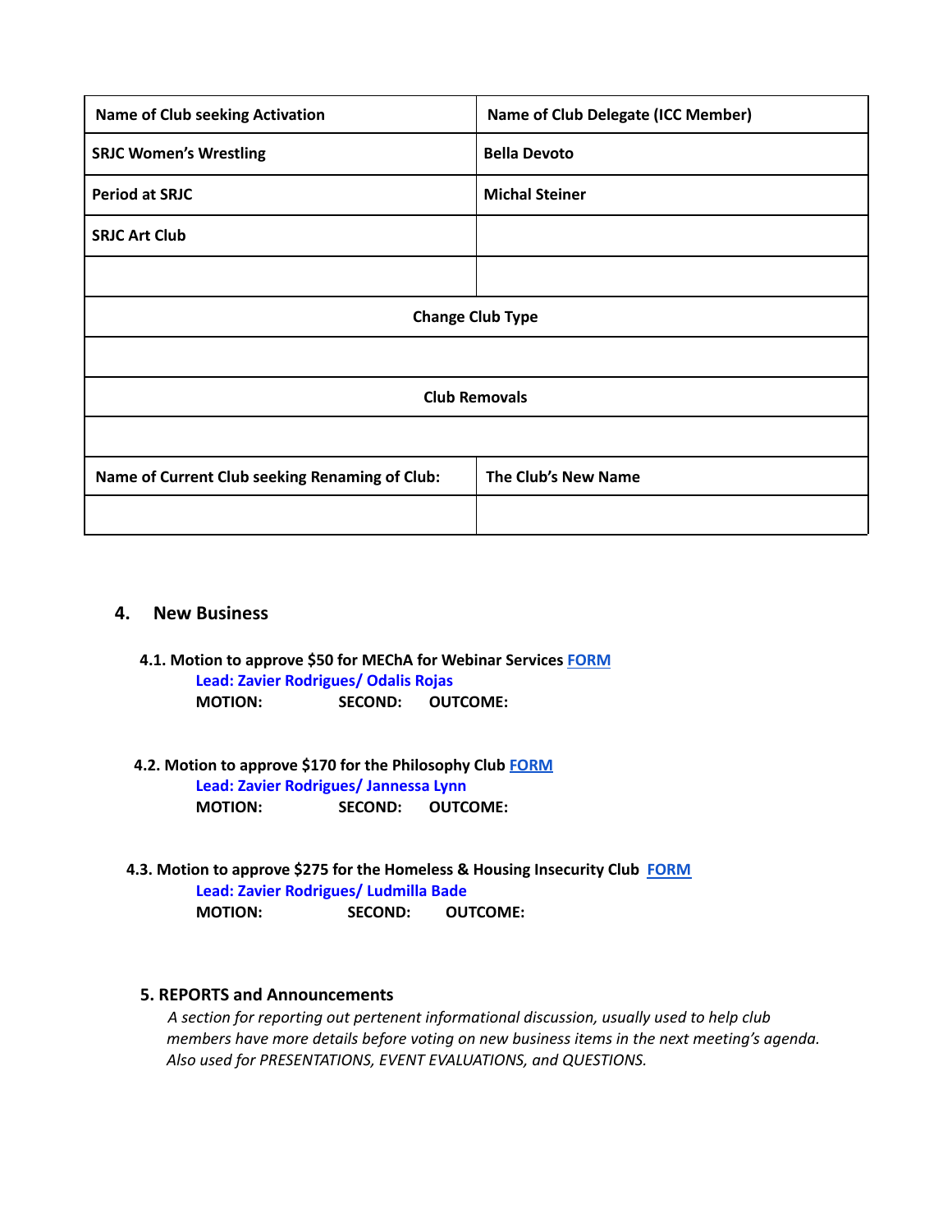| Name of Club seeking Activation | Name of Club Delegate (ICC Member) |
| --- | --- |
| SRJC Women's Wrestling | Bella Devoto |
| Period at SRJC | Michal Steiner |
| SRJC Art Club | |
| | |
| **Change Club Type** | |
| | |
| **Club Removals** | |
| | |
| **Name of Current Club seeking Renaming of Club:** | **The Club's New Name** |
| | |

## 4. New Business

**4.1. Motion to approve $50 for MEChA for Webinar Services** FORM

**Lead: Zavier Rodrigues/ Odalis Rojas**

**MOTION:** **SECOND:** **OUTCOME:**

**4.2. Motion to approve $170 for the Philosophy Club** FORM

**Lead: Zavier Rodrigues/ Jannessa Lynn**

**MOTION:** **SECOND:** **OUTCOME:**

**4.3. Motion to approve $275 for the Homeless & Housing Insecurity Club** FORM

**Lead: Zavier Rodrigues/ Ludmilla Bade**

**MOTION:** **SECOND:** **OUTCOME:**

## 5. REPORTS and Announcements

*A section for reporting out pertenent informational discussion, usually used to help club members have more details before voting on new business items in the next meeting's agenda. Also used for PRESENTATIONS, EVENT EVALUATIONS, and QUESTIONS.*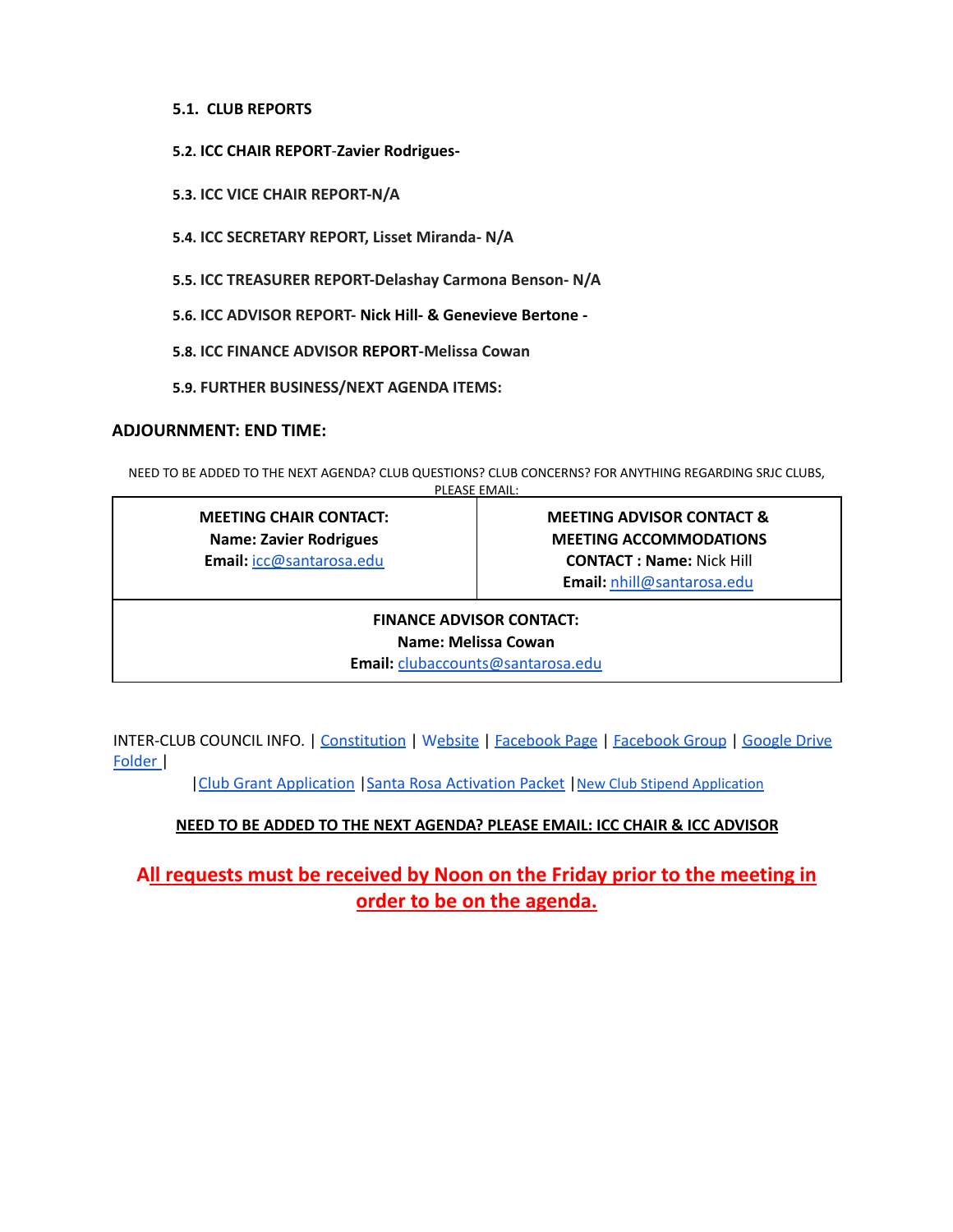**5.1. CLUB REPORTS**

**5.2. ICC CHAIR REPORT-Zavier Rodrigues-**

**5.3. ICC VICE CHAIR REPORT-N/A**

**5.4. ICC SECRETARY REPORT, Lisset Miranda- N/A**

**5.5. ICC TREASURER REPORT-Delashay Carmona Benson- N/A**

**5.6. ICC ADVISOR REPORT- Nick Hill- & Genevieve Bertone -**

**5.8. ICC FINANCE ADVISOR REPORT-Melissa Cowan**

**5.9. FURTHER BUSINESS/NEXT AGENDA ITEMS:**

## ADJOURNMENT: END TIME:

NEED TO BE ADDED TO THE NEXT AGENDA? CLUB QUESTIONS? CLUB CONCERNS? FOR ANYTHING REGARDING SRJC CLUBS, PLEASE EMAIL:

| | |
|---|---|
| **MEETING CHAIR CONTACT:**<br>**Name: Zavier Rodrigues**<br>**Email:** icc@santarosa.edu | **MEETING ADVISOR CONTACT & MEETING ACCOMMODATIONS CONTACT : Name:** Nick Hill<br>**Email:** nhill@santarosa.edu |
| **FINANCE ADVISOR CONTACT:**<br>**Name: Melissa Cowan**<br>**Email:** clubaccounts@santarosa.edu | |

INTER-CLUB COUNCIL INFO. | Constitution | Website | Facebook Page | Facebook Group | Google Drive Folder |

|Club Grant Application |Santa Rosa Activation Packet |New Club Stipend Application

**NEED TO BE ADDED TO THE NEXT AGENDA? PLEASE EMAIL: ICC CHAIR & ICC ADVISOR**

**All requests must be received by Noon on the Friday prior to the meeting in order to be on the agenda.**